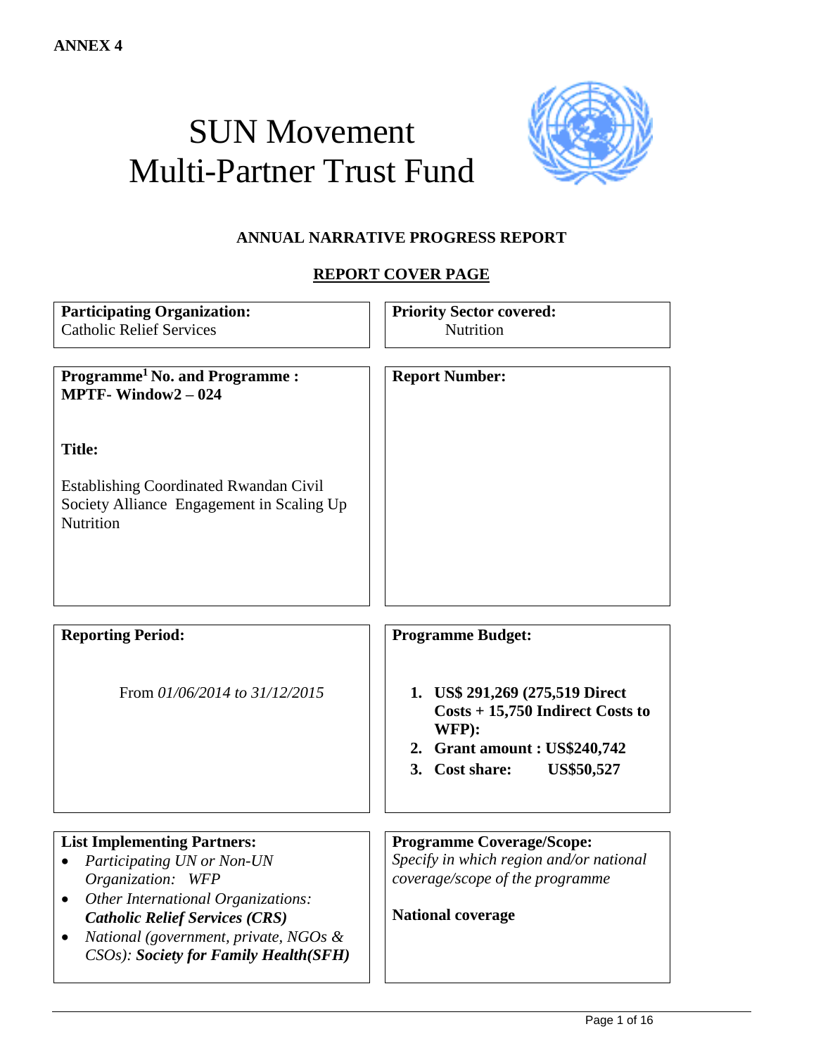**ANNEX 4**

# SUN Movement Multi-Partner Trust Fund

## ANNUAL NARRATIVE PROGRESS REPORT

### REPORT COVER PAGE

| | |
|---|---|
| **Participating Organization:** Catholic Relief Services | **Priority Sector covered:** Nutrition |
| **Programme[1] No. and Programme :** **MPTF- Window2 – 024** <br><br> **Title:** <br><br> Establishing Coordinated Rwandan Civil Society Alliance Engagement in Scaling Up Nutrition | **Report Number:** |
| **Reporting Period:** <br><br> From *01/06/2014 to 31/12/2015* | **Programme Budget:** <br><br> 1. **US$ 291,269 (275,519 Direct Costs + 15,750 Indirect Costs to WFP):** <br> 2. **Grant amount : US$240,742** <br> 3. **Cost share: US$50,527** |
| **List Implementing Partners:** <br> • *Participating UN or Non-UN Organization: WFP* <br> • *Other International Organizations:* ***Catholic Relief Services (CRS)*** <br> • *National (government, private, NGOs & CSOs):* ***Society for Family Health(SFH)*** | **Programme Coverage/Scope:** <br> *Specify in which region and/or national coverage/scope of the programme* <br><br> **National coverage** |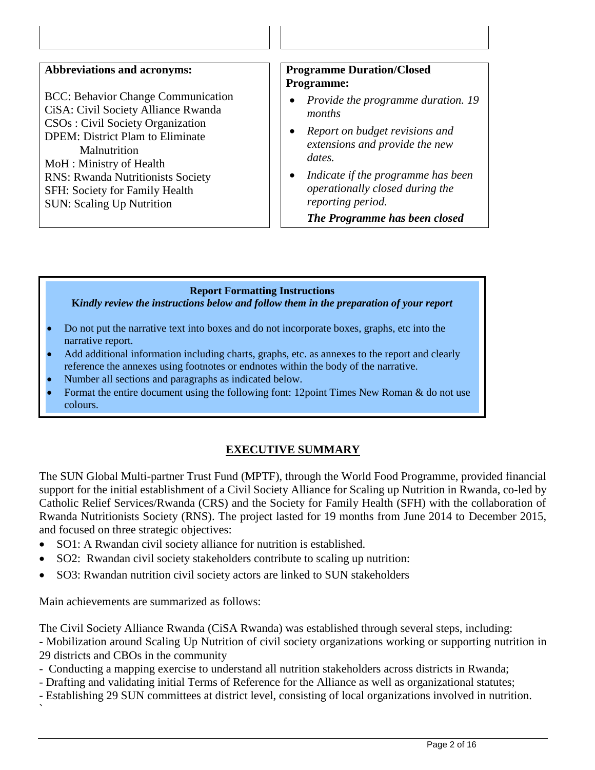**Abbreviations and acronyms:**

BCC: Behavior Change Communication
CiSA: Civil Society Alliance Rwanda
CSOs : Civil Society Organization
DPEM: District Plam to Eliminate Malnutrition
MoH : Ministry of Health
RNS: Rwanda Nutritionists Society
SFH: Society for Family Health
SUN: Scaling Up Nutrition

**Programme Duration/Closed Programme:**

- *Provide the programme duration. 19 months*
- *Report on budget revisions and extensions and provide the new dates.*
- *Indicate if the programme has been operationally closed during the reporting period.*

***The Programme has been closed***

**Report Formatting Instructions**

***Kindly review the instructions below and follow them in the preparation of your report***

- Do not put the narrative text into boxes and do not incorporate boxes, graphs, etc into the narrative report.
- Add additional information including charts, graphs, etc. as annexes to the report and clearly reference the annexes using footnotes or endnotes within the body of the narrative.
- Number all sections and paragraphs as indicated below.
- Format the entire document using the following font: 12point Times New Roman & do not use colours.

## EXECUTIVE SUMMARY

The SUN Global Multi-partner Trust Fund (MPTF), through the World Food Programme, provided financial support for the initial establishment of a Civil Society Alliance for Scaling up Nutrition in Rwanda, co-led by Catholic Relief Services/Rwanda (CRS) and the Society for Family Health (SFH) with the collaboration of Rwanda Nutritionists Society (RNS). The project lasted for 19 months from June 2014 to December 2015, and focused on three strategic objectives:

- SO1: A Rwandan civil society alliance for nutrition is established.
- SO2: Rwandan civil society stakeholders contribute to scaling up nutrition:
- SO3: Rwandan nutrition civil society actors are linked to SUN stakeholders

Main achievements are summarized as follows:

The Civil Society Alliance Rwanda (CiSA Rwanda) was established through several steps, including:

- Mobilization around Scaling Up Nutrition of civil society organizations working or supporting nutrition in 29 districts and CBOs in the community
- Conducting a mapping exercise to understand all nutrition stakeholders across districts in Rwanda;
- Drafting and validating initial Terms of Reference for the Alliance as well as organizational statutes;
- Establishing 29 SUN committees at district level, consisting of local organizations involved in nutrition.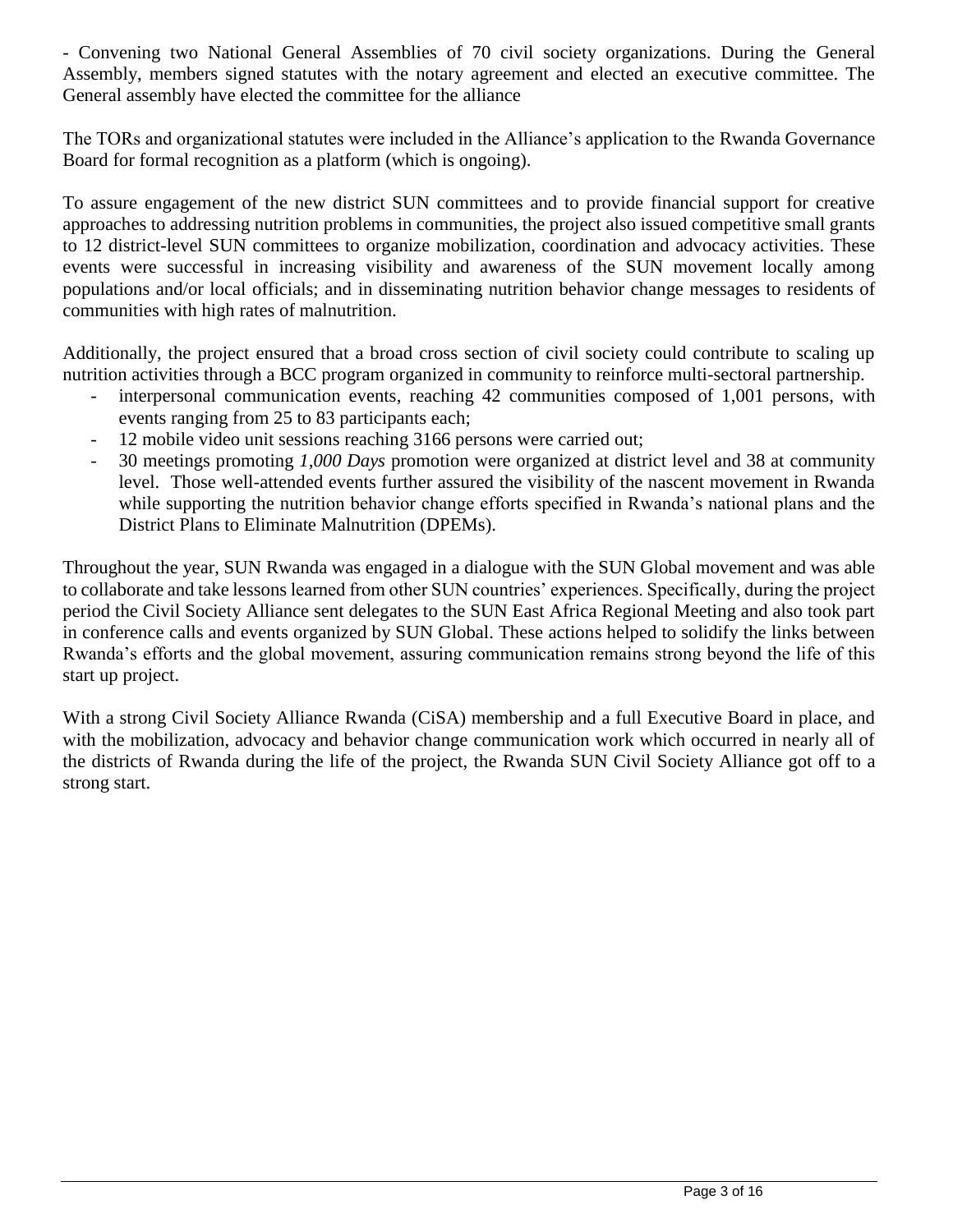- Convening two National General Assemblies of 70 civil society organizations. During the General Assembly, members signed statutes with the notary agreement and elected an executive committee. The General assembly have elected the committee for the alliance

The TORs and organizational statutes were included in the Alliance's application to the Rwanda Governance Board for formal recognition as a platform (which is ongoing).

To assure engagement of the new district SUN committees and to provide financial support for creative approaches to addressing nutrition problems in communities, the project also issued competitive small grants to 12 district-level SUN committees to organize mobilization, coordination and advocacy activities. These events were successful in increasing visibility and awareness of the SUN movement locally among populations and/or local officials; and in disseminating nutrition behavior change messages to residents of communities with high rates of malnutrition.

Additionally, the project ensured that a broad cross section of civil society could contribute to scaling up nutrition activities through a BCC program organized in community to reinforce multi-sectoral partnership.

- interpersonal communication events, reaching 42 communities composed of 1,001 persons, with events ranging from 25 to 83 participants each;
- 12 mobile video unit sessions reaching 3166 persons were carried out;
- 30 meetings promoting *1,000 Days* promotion were organized at district level and 38 at community level. Those well-attended events further assured the visibility of the nascent movement in Rwanda while supporting the nutrition behavior change efforts specified in Rwanda's national plans and the District Plans to Eliminate Malnutrition (DPEMs).

Throughout the year, SUN Rwanda was engaged in a dialogue with the SUN Global movement and was able to collaborate and take lessons learned from other SUN countries' experiences. Specifically, during the project period the Civil Society Alliance sent delegates to the SUN East Africa Regional Meeting and also took part in conference calls and events organized by SUN Global. These actions helped to solidify the links between Rwanda's efforts and the global movement, assuring communication remains strong beyond the life of this start up project.

With a strong Civil Society Alliance Rwanda (CiSA) membership and a full Executive Board in place, and with the mobilization, advocacy and behavior change communication work which occurred in nearly all of the districts of Rwanda during the life of the project, the Rwanda SUN Civil Society Alliance got off to a strong start.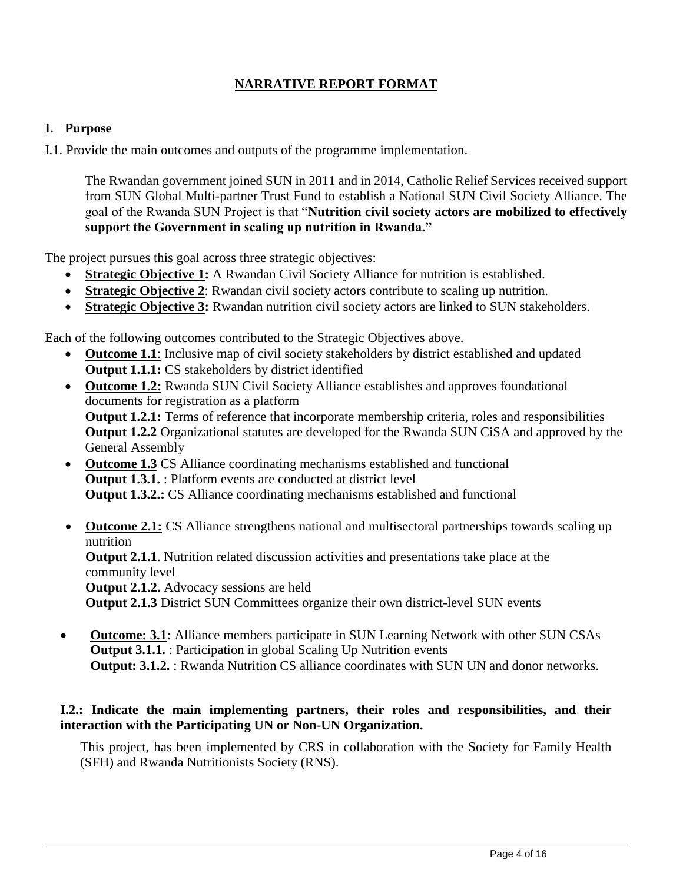## NARRATIVE REPORT FORMAT

### I. Purpose

I.1. Provide the main outcomes and outputs of the programme implementation.

The Rwandan government joined SUN in 2011 and in 2014, Catholic Relief Services received support from SUN Global Multi-partner Trust Fund to establish a National SUN Civil Society Alliance. The goal of the Rwanda SUN Project is that "**Nutrition civil society actors are mobilized to effectively support the Government in scaling up nutrition in Rwanda.**"

The project pursues this goal across three strategic objectives:

- **Strategic Objective 1:** A Rwandan Civil Society Alliance for nutrition is established.
- **Strategic Objective 2**: Rwandan civil society actors contribute to scaling up nutrition.
- **Strategic Objective 3:** Rwandan nutrition civil society actors are linked to SUN stakeholders.

Each of the following outcomes contributed to the Strategic Objectives above.

- **Outcome 1.1**: Inclusive map of civil society stakeholders by district established and updated
  **Output 1.1.1:** CS stakeholders by district identified
- **Outcome 1.2:** Rwanda SUN Civil Society Alliance establishes and approves foundational documents for registration as a platform
  **Output 1.2.1:** Terms of reference that incorporate membership criteria, roles and responsibilities
  **Output 1.2.2** Organizational statutes are developed for the Rwanda SUN CiSA and approved by the General Assembly
- **Outcome 1.3** CS Alliance coordinating mechanisms established and functional
  **Output 1.3.1.** : Platform events are conducted at district level
  **Output 1.3.2.:** CS Alliance coordinating mechanisms established and functional

- **Outcome 2.1:** CS Alliance strengthens national and multisectoral partnerships towards scaling up nutrition
  **Output 2.1.1**. Nutrition related discussion activities and presentations take place at the community level
  **Output 2.1.2.** Advocacy sessions are held
  **Output 2.1.3** District SUN Committees organize their own district-level SUN events

- **Outcome: 3.1:** Alliance members participate in SUN Learning Network with other SUN CSAs
  **Output 3.1.1.** : Participation in global Scaling Up Nutrition events
  **Output: 3.1.2.** : Rwanda Nutrition CS alliance coordinates with SUN UN and donor networks.

**I.2.: Indicate the main implementing partners, their roles and responsibilities, and their interaction with the Participating UN or Non-UN Organization.**

This project, has been implemented by CRS in collaboration with the Society for Family Health (SFH) and Rwanda Nutritionists Society (RNS).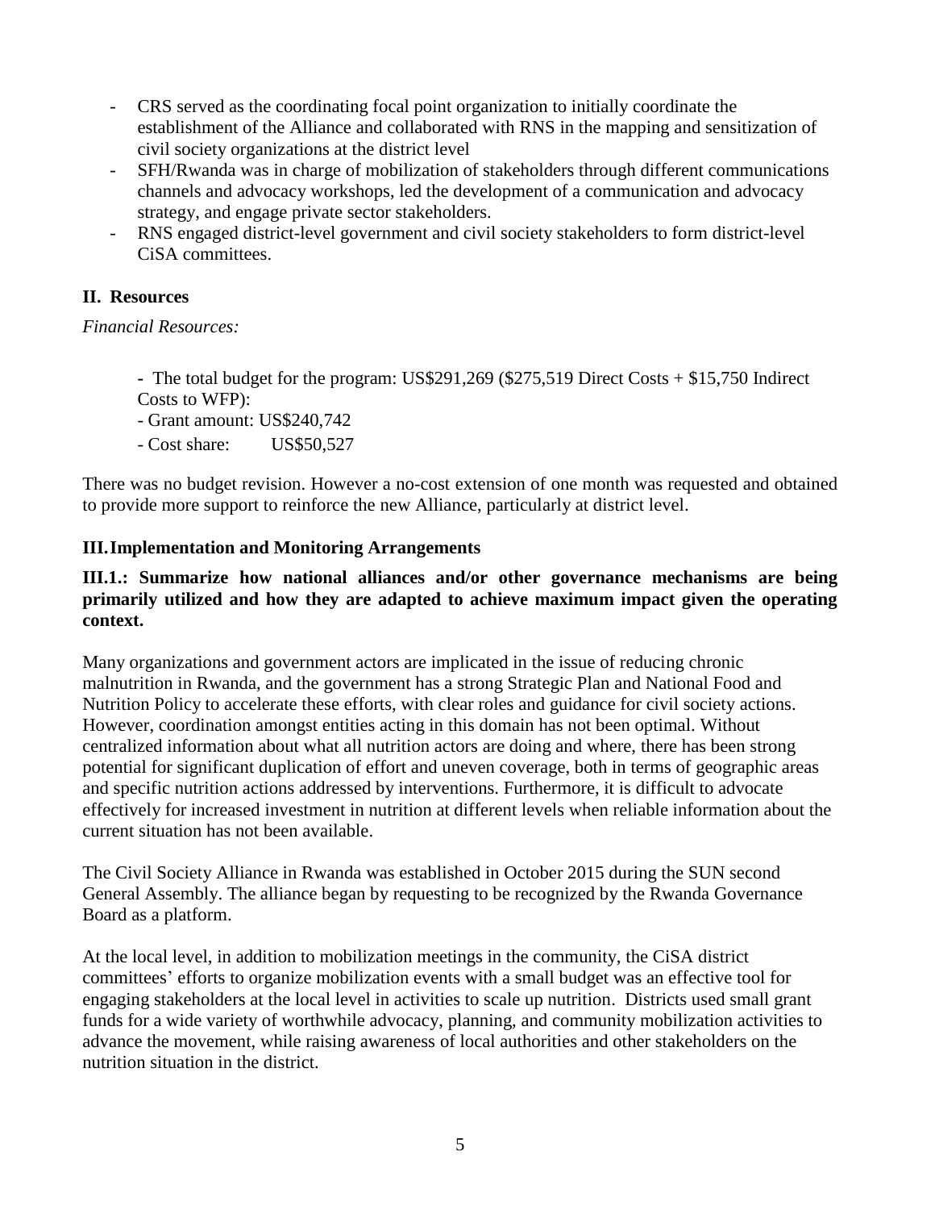- CRS served as the coordinating focal point organization to initially coordinate the establishment of the Alliance and collaborated with RNS in the mapping and sensitization of civil society organizations at the district level
- SFH/Rwanda was in charge of mobilization of stakeholders through different communications channels and advocacy workshops, led the development of a communication and advocacy strategy, and engage private sector stakeholders.
- RNS engaged district-level government and civil society stakeholders to form district-level CiSA committees.

## II. Resources

*Financial Resources:*

- The total budget for the program: US$291,269 ($275,519 Direct Costs + $15,750 Indirect Costs to WFP):
- Grant amount: US$240,742
- Cost share: US$50,527

There was no budget revision. However a no-cost extension of one month was requested and obtained to provide more support to reinforce the new Alliance, particularly at district level.

## III. Implementation and Monitoring Arrangements

### III.1.: Summarize how national alliances and/or other governance mechanisms are being primarily utilized and how they are adapted to achieve maximum impact given the operating context.

Many organizations and government actors are implicated in the issue of reducing chronic malnutrition in Rwanda, and the government has a strong Strategic Plan and National Food and Nutrition Policy to accelerate these efforts, with clear roles and guidance for civil society actions. However, coordination amongst entities acting in this domain has not been optimal. Without centralized information about what all nutrition actors are doing and where, there has been strong potential for significant duplication of effort and uneven coverage, both in terms of geographic areas and specific nutrition actions addressed by interventions. Furthermore, it is difficult to advocate effectively for increased investment in nutrition at different levels when reliable information about the current situation has not been available.

The Civil Society Alliance in Rwanda was established in October 2015 during the SUN second General Assembly. The alliance began by requesting to be recognized by the Rwanda Governance Board as a platform.

At the local level, in addition to mobilization meetings in the community, the CiSA district committees' efforts to organize mobilization events with a small budget was an effective tool for engaging stakeholders at the local level in activities to scale up nutrition. Districts used small grant funds for a wide variety of worthwhile advocacy, planning, and community mobilization activities to advance the movement, while raising awareness of local authorities and other stakeholders on the nutrition situation in the district.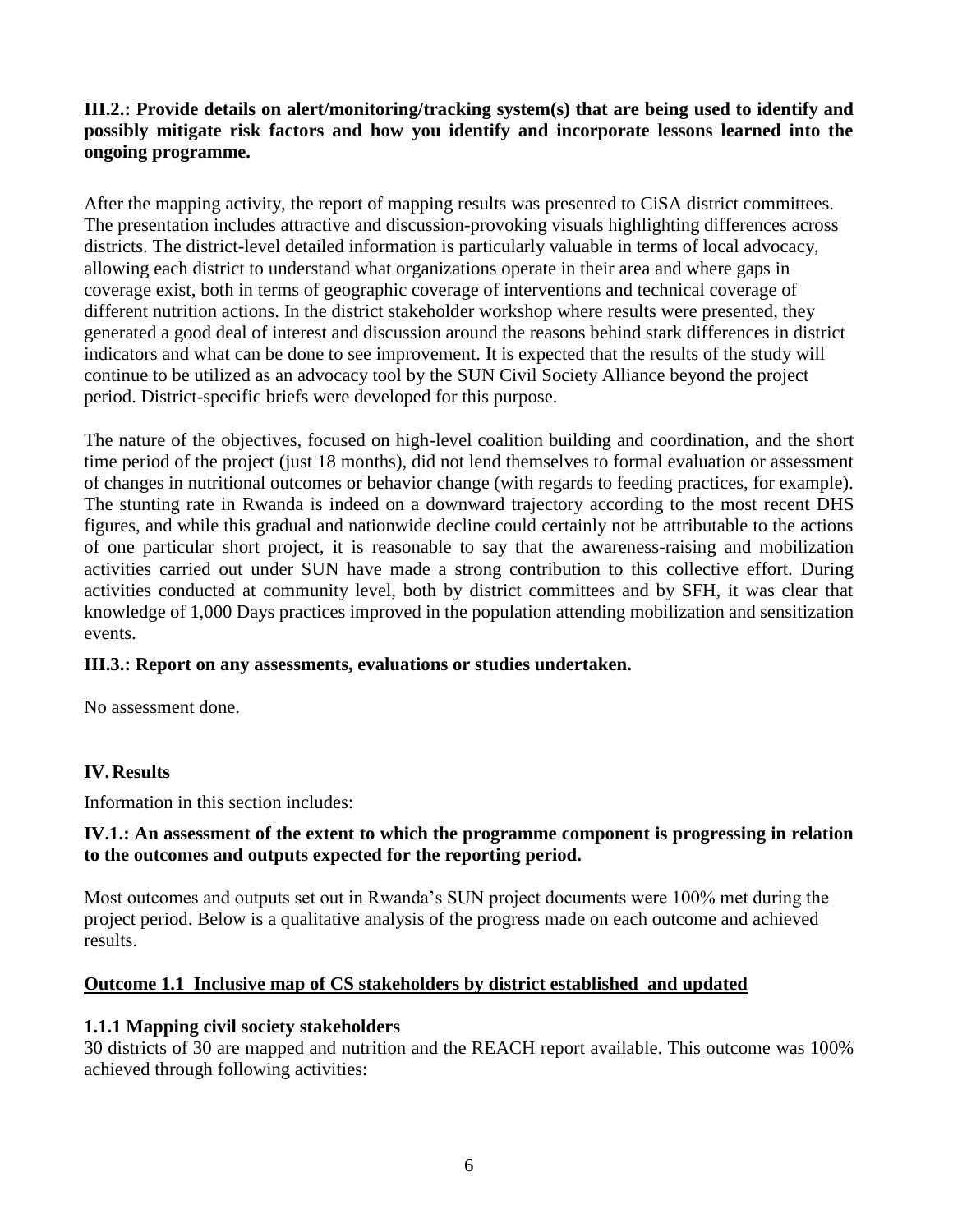**III.2.: Provide details on alert/monitoring/tracking system(s) that are being used to identify and possibly mitigate risk factors and how you identify and incorporate lessons learned into the ongoing programme.**

After the mapping activity, the report of mapping results was presented to CiSA district committees. The presentation includes attractive and discussion-provoking visuals highlighting differences across districts. The district-level detailed information is particularly valuable in terms of local advocacy, allowing each district to understand what organizations operate in their area and where gaps in coverage exist, both in terms of geographic coverage of interventions and technical coverage of different nutrition actions. In the district stakeholder workshop where results were presented, they generated a good deal of interest and discussion around the reasons behind stark differences in district indicators and what can be done to see improvement. It is expected that the results of the study will continue to be utilized as an advocacy tool by the SUN Civil Society Alliance beyond the project period. District-specific briefs were developed for this purpose.

The nature of the objectives, focused on high-level coalition building and coordination, and the short time period of the project (just 18 months), did not lend themselves to formal evaluation or assessment of changes in nutritional outcomes or behavior change (with regards to feeding practices, for example). The stunting rate in Rwanda is indeed on a downward trajectory according to the most recent DHS figures, and while this gradual and nationwide decline could certainly not be attributable to the actions of one particular short project, it is reasonable to say that the awareness-raising and mobilization activities carried out under SUN have made a strong contribution to this collective effort. During activities conducted at community level, both by district committees and by SFH, it was clear that knowledge of 1,000 Days practices improved in the population attending mobilization and sensitization events.

**III.3.: Report on any assessments, evaluations or studies undertaken.**

No assessment done.

## IV. Results

Information in this section includes:

**IV.1.: An assessment of the extent to which the programme component is progressing in relation to the outcomes and outputs expected for the reporting period.**

Most outcomes and outputs set out in Rwanda's SUN project documents were 100% met during the project period. Below is a qualitative analysis of the progress made on each outcome and achieved results.

**Outcome 1.1 Inclusive map of CS stakeholders by district established and updated**

**1.1.1 Mapping civil society stakeholders**

30 districts of 30 are mapped and nutrition and the REACH report available. This outcome was 100% achieved through following activities: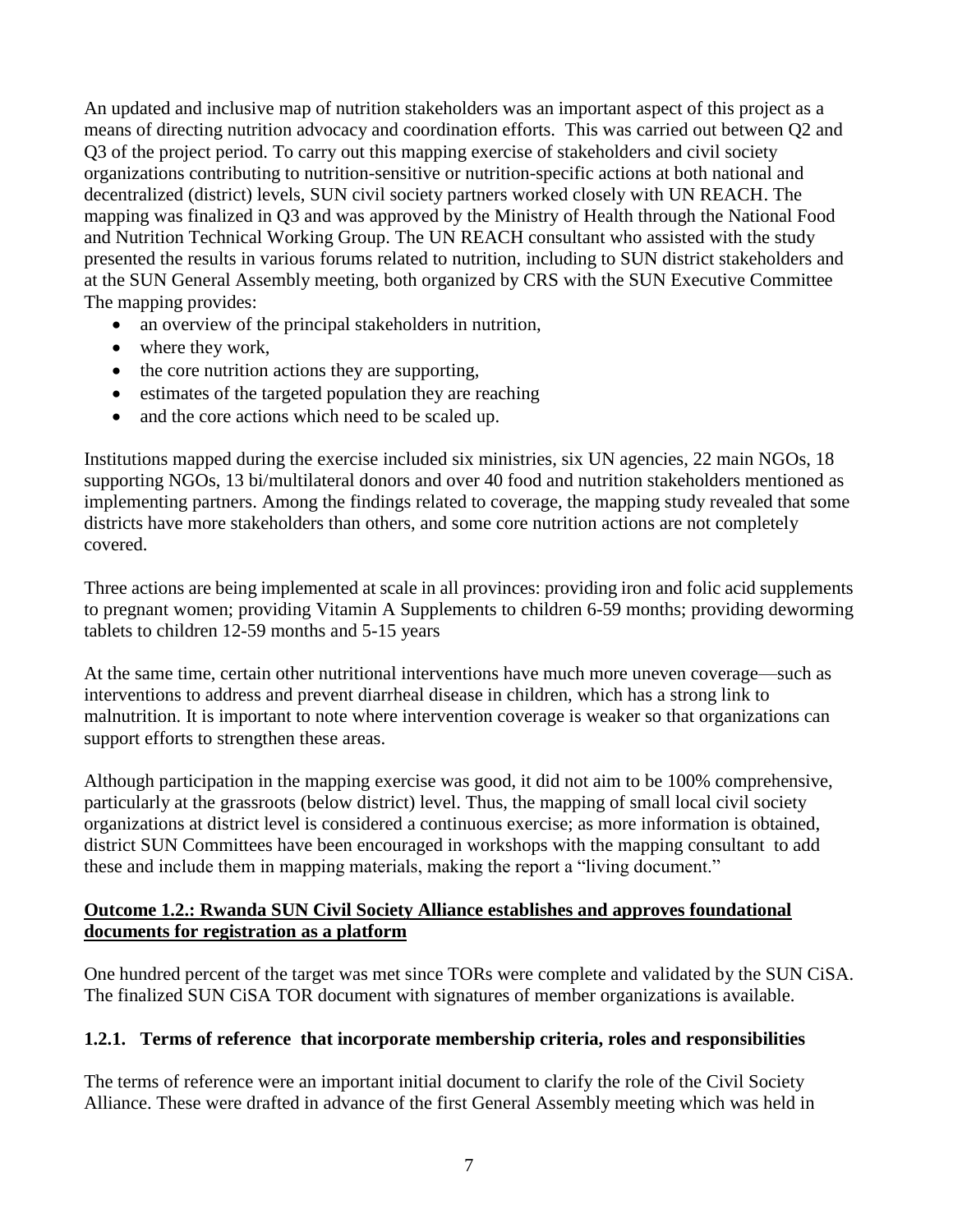An updated and inclusive map of nutrition stakeholders was an important aspect of this project as a means of directing nutrition advocacy and coordination efforts. This was carried out between Q2 and Q3 of the project period. To carry out this mapping exercise of stakeholders and civil society organizations contributing to nutrition-sensitive or nutrition-specific actions at both national and decentralized (district) levels, SUN civil society partners worked closely with UN REACH. The mapping was finalized in Q3 and was approved by the Ministry of Health through the National Food and Nutrition Technical Working Group. The UN REACH consultant who assisted with the study presented the results in various forums related to nutrition, including to SUN district stakeholders and at the SUN General Assembly meeting, both organized by CRS with the SUN Executive Committee The mapping provides:

- an overview of the principal stakeholders in nutrition,
- where they work,
- the core nutrition actions they are supporting,
- estimates of the targeted population they are reaching
- and the core actions which need to be scaled up.

Institutions mapped during the exercise included six ministries, six UN agencies, 22 main NGOs, 18 supporting NGOs, 13 bi/multilateral donors and over 40 food and nutrition stakeholders mentioned as implementing partners. Among the findings related to coverage, the mapping study revealed that some districts have more stakeholders than others, and some core nutrition actions are not completely covered.

Three actions are being implemented at scale in all provinces: providing iron and folic acid supplements to pregnant women; providing Vitamin A Supplements to children 6-59 months; providing deworming tablets to children 12-59 months and 5-15 years

At the same time, certain other nutritional interventions have much more uneven coverage—such as interventions to address and prevent diarrheal disease in children, which has a strong link to malnutrition. It is important to note where intervention coverage is weaker so that organizations can support efforts to strengthen these areas.

Although participation in the mapping exercise was good, it did not aim to be 100% comprehensive, particularly at the grassroots (below district) level. Thus, the mapping of small local civil society organizations at district level is considered a continuous exercise; as more information is obtained, district SUN Committees have been encouraged in workshops with the mapping consultant to add these and include them in mapping materials, making the report a "living document."

**Outcome 1.2.: Rwanda SUN Civil Society Alliance establishes and approves foundational documents for registration as a platform**

One hundred percent of the target was met since TORs were complete and validated by the SUN CiSA. The finalized SUN CiSA TOR document with signatures of member organizations is available.

### 1.2.1. Terms of reference that incorporate membership criteria, roles and responsibilities

The terms of reference were an important initial document to clarify the role of the Civil Society Alliance. These were drafted in advance of the first General Assembly meeting which was held in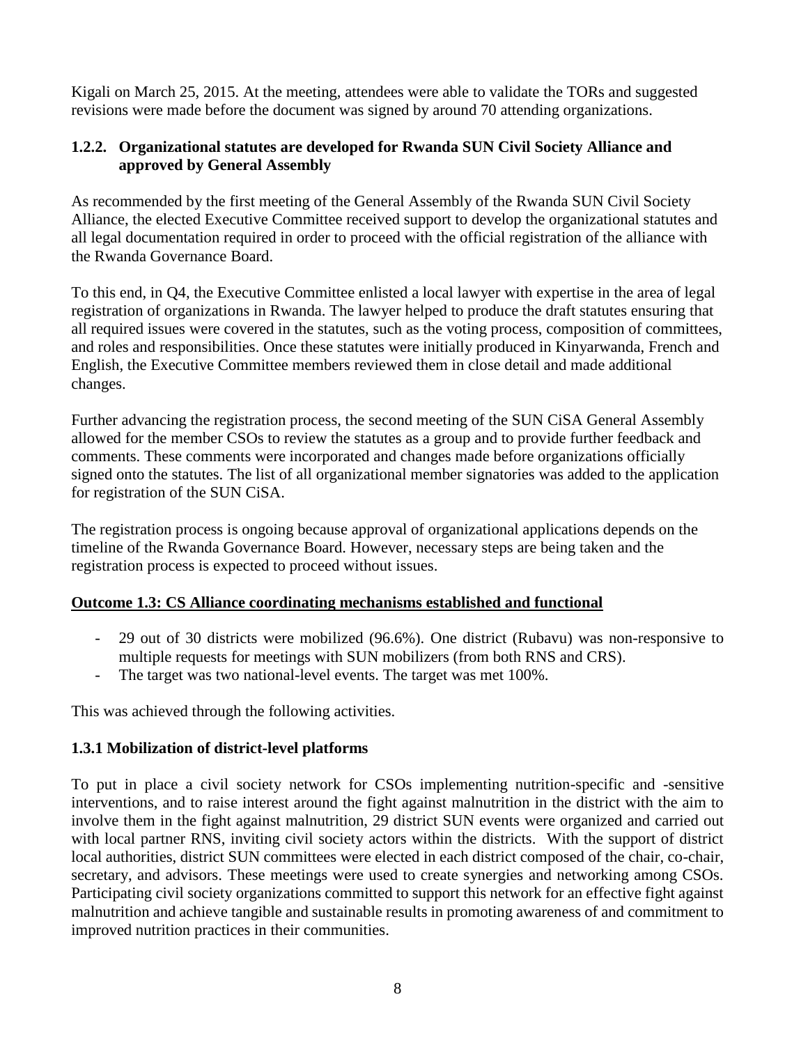Kigali on March 25, 2015. At the meeting, attendees were able to validate the TORs and suggested revisions were made before the document was signed by around 70 attending organizations.

### 1.2.2. Organizational statutes are developed for Rwanda SUN Civil Society Alliance and approved by General Assembly

As recommended by the first meeting of the General Assembly of the Rwanda SUN Civil Society Alliance, the elected Executive Committee received support to develop the organizational statutes and all legal documentation required in order to proceed with the official registration of the alliance with the Rwanda Governance Board.

To this end, in Q4, the Executive Committee enlisted a local lawyer with expertise in the area of legal registration of organizations in Rwanda. The lawyer helped to produce the draft statutes ensuring that all required issues were covered in the statutes, such as the voting process, composition of committees, and roles and responsibilities. Once these statutes were initially produced in Kinyarwanda, French and English, the Executive Committee members reviewed them in close detail and made additional changes.

Further advancing the registration process, the second meeting of the SUN CiSA General Assembly allowed for the member CSOs to review the statutes as a group and to provide further feedback and comments. These comments were incorporated and changes made before organizations officially signed onto the statutes. The list of all organizational member signatories was added to the application for registration of the SUN CiSA.

The registration process is ongoing because approval of organizational applications depends on the timeline of the Rwanda Governance Board. However, necessary steps are being taken and the registration process is expected to proceed without issues.

## Outcome 1.3: CS Alliance coordinating mechanisms established and functional

- 29 out of 30 districts were mobilized (96.6%). One district (Rubavu) was non-responsive to multiple requests for meetings with SUN mobilizers (from both RNS and CRS).
- The target was two national-level events. The target was met 100%.

This was achieved through the following activities.

### 1.3.1 Mobilization of district-level platforms

To put in place a civil society network for CSOs implementing nutrition-specific and -sensitive interventions, and to raise interest around the fight against malnutrition in the district with the aim to involve them in the fight against malnutrition, 29 district SUN events were organized and carried out with local partner RNS, inviting civil society actors within the districts. With the support of district local authorities, district SUN committees were elected in each district composed of the chair, co-chair, secretary, and advisors. These meetings were used to create synergies and networking among CSOs. Participating civil society organizations committed to support this network for an effective fight against malnutrition and achieve tangible and sustainable results in promoting awareness of and commitment to improved nutrition practices in their communities.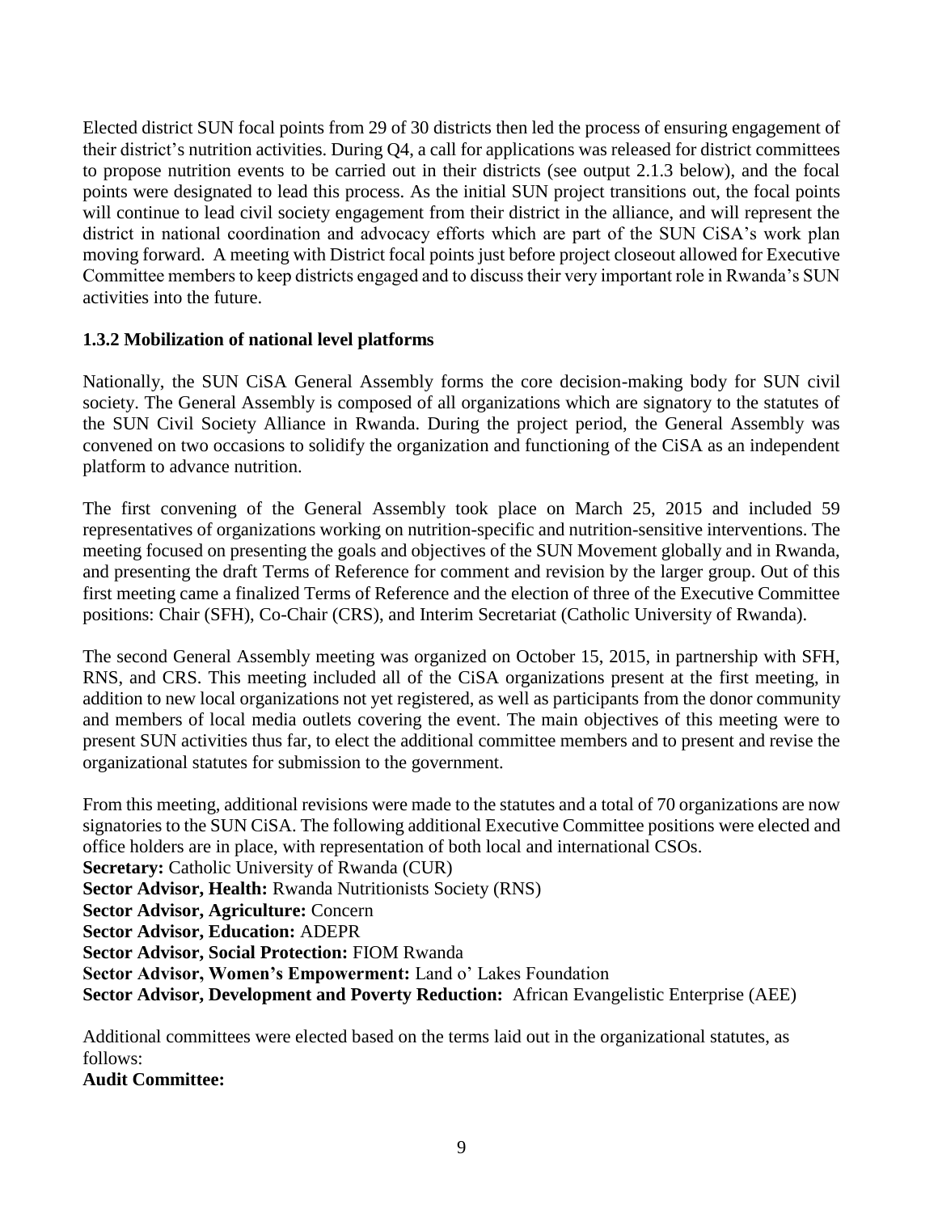Elected district SUN focal points from 29 of 30 districts then led the process of ensuring engagement of their district's nutrition activities. During Q4, a call for applications was released for district committees to propose nutrition events to be carried out in their districts (see output 2.1.3 below), and the focal points were designated to lead this process. As the initial SUN project transitions out, the focal points will continue to lead civil society engagement from their district in the alliance, and will represent the district in national coordination and advocacy efforts which are part of the SUN CiSA's work plan moving forward. A meeting with District focal points just before project closeout allowed for Executive Committee members to keep districts engaged and to discuss their very important role in Rwanda's SUN activities into the future.

**1.3.2 Mobilization of national level platforms**

Nationally, the SUN CiSA General Assembly forms the core decision-making body for SUN civil society. The General Assembly is composed of all organizations which are signatory to the statutes of the SUN Civil Society Alliance in Rwanda. During the project period, the General Assembly was convened on two occasions to solidify the organization and functioning of the CiSA as an independent platform to advance nutrition.

The first convening of the General Assembly took place on March 25, 2015 and included 59 representatives of organizations working on nutrition-specific and nutrition-sensitive interventions. The meeting focused on presenting the goals and objectives of the SUN Movement globally and in Rwanda, and presenting the draft Terms of Reference for comment and revision by the larger group. Out of this first meeting came a finalized Terms of Reference and the election of three of the Executive Committee positions: Chair (SFH), Co-Chair (CRS), and Interim Secretariat (Catholic University of Rwanda).

The second General Assembly meeting was organized on October 15, 2015, in partnership with SFH, RNS, and CRS. This meeting included all of the CiSA organizations present at the first meeting, in addition to new local organizations not yet registered, as well as participants from the donor community and members of local media outlets covering the event. The main objectives of this meeting were to present SUN activities thus far, to elect the additional committee members and to present and revise the organizational statutes for submission to the government.

From this meeting, additional revisions were made to the statutes and a total of 70 organizations are now signatories to the SUN CiSA. The following additional Executive Committee positions were elected and office holders are in place, with representation of both local and international CSOs.
**Secretary:** Catholic University of Rwanda (CUR)
**Sector Advisor, Health:** Rwanda Nutritionists Society (RNS)
**Sector Advisor, Agriculture:** Concern
**Sector Advisor, Education:** ADEPR
**Sector Advisor, Social Protection:** FIOM Rwanda
**Sector Advisor, Women's Empowerment:** Land o' Lakes Foundation
**Sector Advisor, Development and Poverty Reduction:** African Evangelistic Enterprise (AEE)

Additional committees were elected based on the terms laid out in the organizational statutes, as follows:
**Audit Committee:**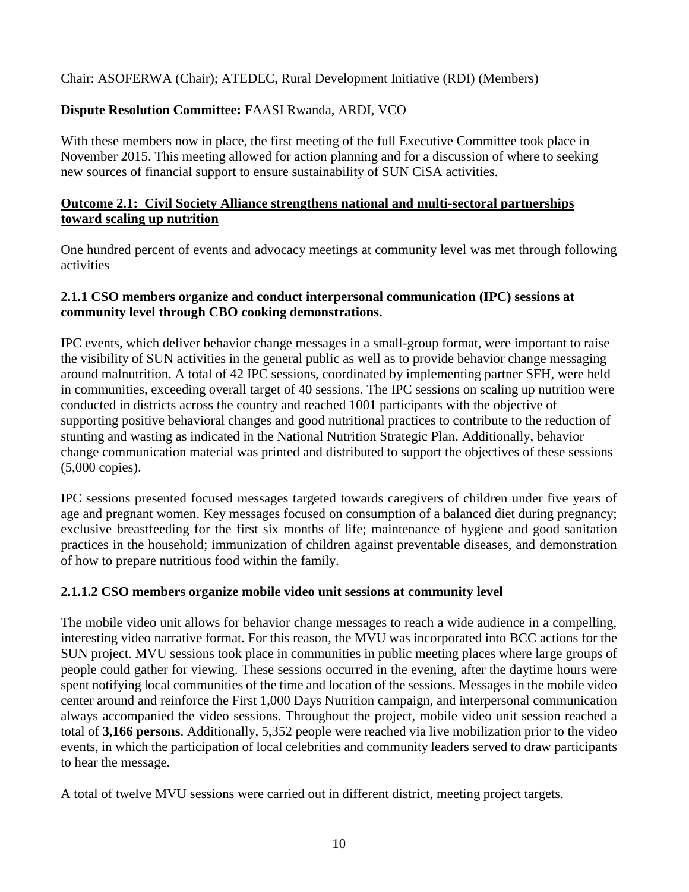Chair: ASOFERWA (Chair); ATEDEC, Rural Development Initiative (RDI) (Members)

**Dispute Resolution Committee:** FAASI Rwanda, ARDI, VCO

With these members now in place, the first meeting of the full Executive Committee took place in November 2015. This meeting allowed for action planning and for a discussion of where to seeking new sources of financial support to ensure sustainability of SUN CiSA activities.

## Outcome 2.1: Civil Society Alliance strengthens national and multi-sectoral partnerships toward scaling up nutrition

One hundred percent of events and advocacy meetings at community level was met through following activities

### 2.1.1 CSO members organize and conduct interpersonal communication (IPC) sessions at community level through CBO cooking demonstrations.

IPC events, which deliver behavior change messages in a small-group format, were important to raise the visibility of SUN activities in the general public as well as to provide behavior change messaging around malnutrition. A total of 42 IPC sessions, coordinated by implementing partner SFH, were held in communities, exceeding overall target of 40 sessions. The IPC sessions on scaling up nutrition were conducted in districts across the country and reached 1001 participants with the objective of supporting positive behavioral changes and good nutritional practices to contribute to the reduction of stunting and wasting as indicated in the National Nutrition Strategic Plan. Additionally, behavior change communication material was printed and distributed to support the objectives of these sessions (5,000 copies).

IPC sessions presented focused messages targeted towards caregivers of children under five years of age and pregnant women. Key messages focused on consumption of a balanced diet during pregnancy; exclusive breastfeeding for the first six months of life; maintenance of hygiene and good sanitation practices in the household; immunization of children against preventable diseases, and demonstration of how to prepare nutritious food within the family.

### 2.1.1.2 CSO members organize mobile video unit sessions at community level

The mobile video unit allows for behavior change messages to reach a wide audience in a compelling, interesting video narrative format. For this reason, the MVU was incorporated into BCC actions for the SUN project. MVU sessions took place in communities in public meeting places where large groups of people could gather for viewing. These sessions occurred in the evening, after the daytime hours were spent notifying local communities of the time and location of the sessions. Messages in the mobile video center around and reinforce the First 1,000 Days Nutrition campaign, and interpersonal communication always accompanied the video sessions. Throughout the project, mobile video unit session reached a total of **3,166 persons**. Additionally, 5,352 people were reached via live mobilization prior to the video events, in which the participation of local celebrities and community leaders served to draw participants to hear the message.

A total of twelve MVU sessions were carried out in different district, meeting project targets.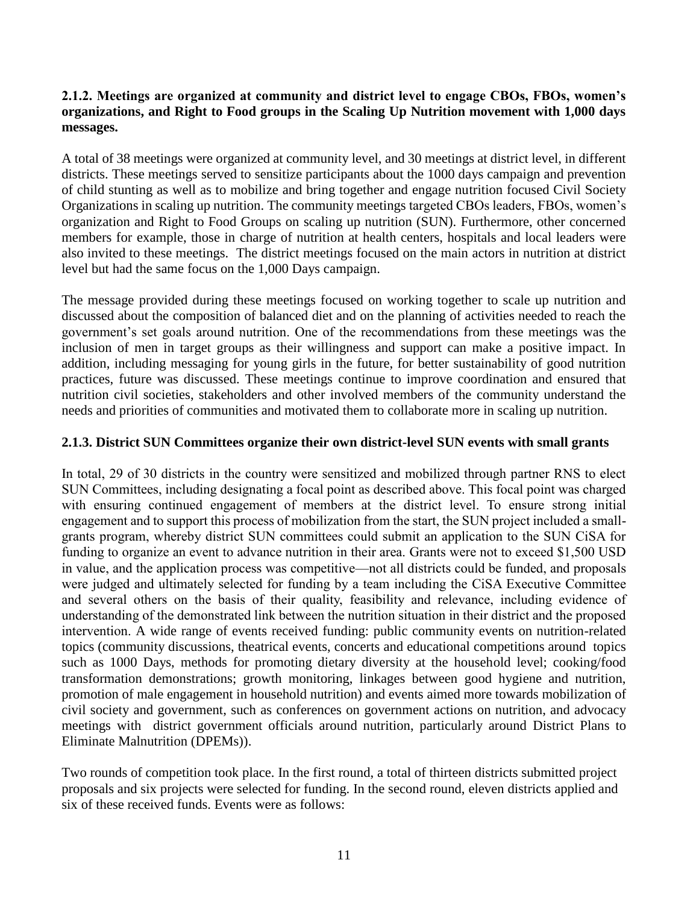**2.1.2. Meetings are organized at community and district level to engage CBOs, FBOs, women's organizations, and Right to Food groups in the Scaling Up Nutrition movement with 1,000 days messages.**

A total of 38 meetings were organized at community level, and 30 meetings at district level, in different districts. These meetings served to sensitize participants about the 1000 days campaign and prevention of child stunting as well as to mobilize and bring together and engage nutrition focused Civil Society Organizations in scaling up nutrition. The community meetings targeted CBOs leaders, FBOs, women's organization and Right to Food Groups on scaling up nutrition (SUN). Furthermore, other concerned members for example, those in charge of nutrition at health centers, hospitals and local leaders were also invited to these meetings. The district meetings focused on the main actors in nutrition at district level but had the same focus on the 1,000 Days campaign.

The message provided during these meetings focused on working together to scale up nutrition and discussed about the composition of balanced diet and on the planning of activities needed to reach the government's set goals around nutrition. One of the recommendations from these meetings was the inclusion of men in target groups as their willingness and support can make a positive impact. In addition, including messaging for young girls in the future, for better sustainability of good nutrition practices, future was discussed. These meetings continue to improve coordination and ensured that nutrition civil societies, stakeholders and other involved members of the community understand the needs and priorities of communities and motivated them to collaborate more in scaling up nutrition.

**2.1.3. District SUN Committees organize their own district-level SUN events with small grants**

In total, 29 of 30 districts in the country were sensitized and mobilized through partner RNS to elect SUN Committees, including designating a focal point as described above. This focal point was charged with ensuring continued engagement of members at the district level. To ensure strong initial engagement and to support this process of mobilization from the start, the SUN project included a small-grants program, whereby district SUN committees could submit an application to the SUN CiSA for funding to organize an event to advance nutrition in their area. Grants were not to exceed $1,500 USD in value, and the application process was competitive—not all districts could be funded, and proposals were judged and ultimately selected for funding by a team including the CiSA Executive Committee and several others on the basis of their quality, feasibility and relevance, including evidence of understanding of the demonstrated link between the nutrition situation in their district and the proposed intervention. A wide range of events received funding: public community events on nutrition-related topics (community discussions, theatrical events, concerts and educational competitions around topics such as 1000 Days, methods for promoting dietary diversity at the household level; cooking/food transformation demonstrations; growth monitoring, linkages between good hygiene and nutrition, promotion of male engagement in household nutrition) and events aimed more towards mobilization of civil society and government, such as conferences on government actions on nutrition, and advocacy meetings with district government officials around nutrition, particularly around District Plans to Eliminate Malnutrition (DPEMs)).

Two rounds of competition took place. In the first round, a total of thirteen districts submitted project proposals and six projects were selected for funding. In the second round, eleven districts applied and six of these received funds. Events were as follows: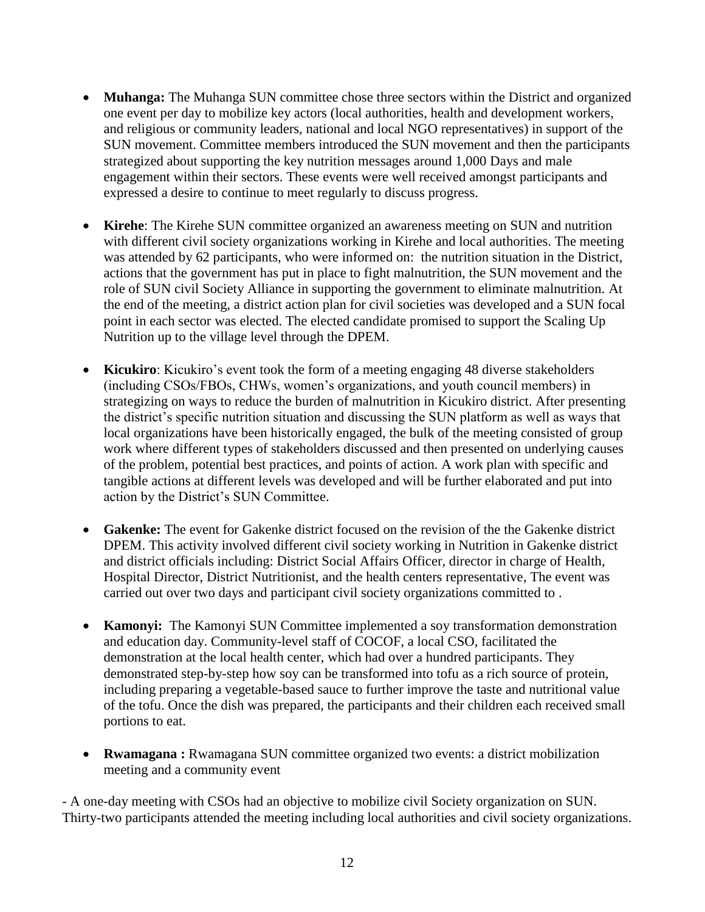- **Muhanga:** The Muhanga SUN committee chose three sectors within the District and organized one event per day to mobilize key actors (local authorities, health and development workers, and religious or community leaders, national and local NGO representatives) in support of the SUN movement. Committee members introduced the SUN movement and then the participants strategized about supporting the key nutrition messages around 1,000 Days and male engagement within their sectors. These events were well received amongst participants and expressed a desire to continue to meet regularly to discuss progress.

- **Kirehe**: The Kirehe SUN committee organized an awareness meeting on SUN and nutrition with different civil society organizations working in Kirehe and local authorities. The meeting was attended by 62 participants, who were informed on: the nutrition situation in the District, actions that the government has put in place to fight malnutrition, the SUN movement and the role of SUN civil Society Alliance in supporting the government to eliminate malnutrition. At the end of the meeting, a district action plan for civil societies was developed and a SUN focal point in each sector was elected. The elected candidate promised to support the Scaling Up Nutrition up to the village level through the DPEM.

- **Kicukiro**: Kicukiro's event took the form of a meeting engaging 48 diverse stakeholders (including CSOs/FBOs, CHWs, women's organizations, and youth council members) in strategizing on ways to reduce the burden of malnutrition in Kicukiro district. After presenting the district's specific nutrition situation and discussing the SUN platform as well as ways that local organizations have been historically engaged, the bulk of the meeting consisted of group work where different types of stakeholders discussed and then presented on underlying causes of the problem, potential best practices, and points of action. A work plan with specific and tangible actions at different levels was developed and will be further elaborated and put into action by the District's SUN Committee.

- **Gakenke:** The event for Gakenke district focused on the revision of the the Gakenke district DPEM. This activity involved different civil society working in Nutrition in Gakenke district and district officials including: District Social Affairs Officer, director in charge of Health, Hospital Director, District Nutritionist, and the health centers representative, The event was carried out over two days and participant civil society organizations committed to .

- **Kamonyi:** The Kamonyi SUN Committee implemented a soy transformation demonstration and education day. Community-level staff of COCOF, a local CSO, facilitated the demonstration at the local health center, which had over a hundred participants. They demonstrated step-by-step how soy can be transformed into tofu as a rich source of protein, including preparing a vegetable-based sauce to further improve the taste and nutritional value of the tofu. Once the dish was prepared, the participants and their children each received small portions to eat.

- **Rwamagana :** Rwamagana SUN committee organized two events: a district mobilization meeting and a community event

- A one-day meeting with CSOs had an objective to mobilize civil Society organization on SUN. Thirty-two participants attended the meeting including local authorities and civil society organizations.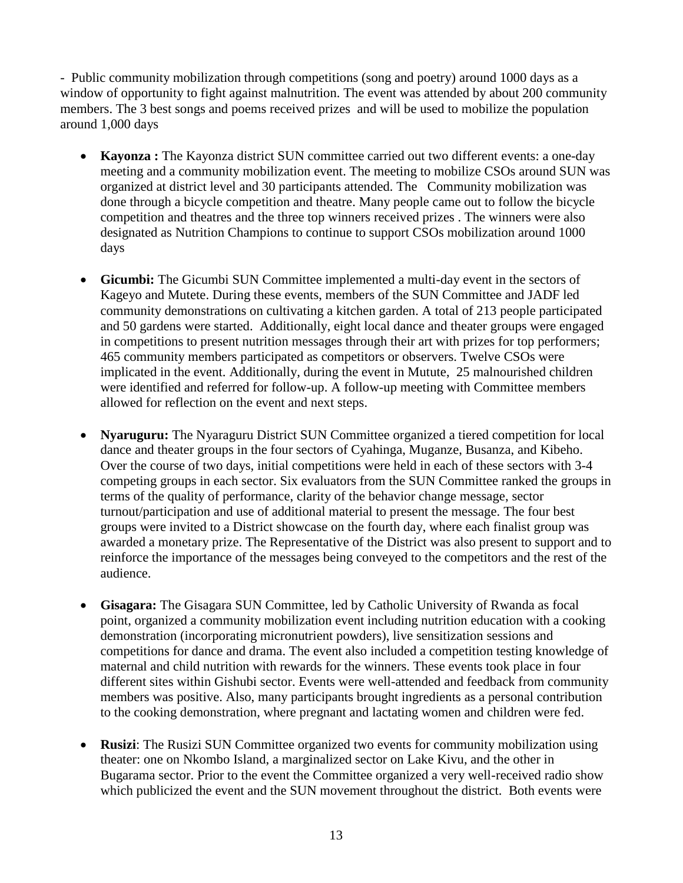- Public community mobilization through competitions (song and poetry) around 1000 days as a window of opportunity to fight against malnutrition. The event was attended by about 200 community members. The 3 best songs and poems received prizes and will be used to mobilize the population around 1,000 days

- **Kayonza :** The Kayonza district SUN committee carried out two different events: a one-day meeting and a community mobilization event. The meeting to mobilize CSOs around SUN was organized at district level and 30 participants attended. The Community mobilization was done through a bicycle competition and theatre. Many people came out to follow the bicycle competition and theatres and the three top winners received prizes . The winners were also designated as Nutrition Champions to continue to support CSOs mobilization around 1000 days

- **Gicumbi:** The Gicumbi SUN Committee implemented a multi-day event in the sectors of Kageyo and Mutete. During these events, members of the SUN Committee and JADF led community demonstrations on cultivating a kitchen garden. A total of 213 people participated and 50 gardens were started. Additionally, eight local dance and theater groups were engaged in competitions to present nutrition messages through their art with prizes for top performers; 465 community members participated as competitors or observers. Twelve CSOs were implicated in the event. Additionally, during the event in Mutute, 25 malnourished children were identified and referred for follow-up. A follow-up meeting with Committee members allowed for reflection on the event and next steps.

- **Nyaruguru:** The Nyaraguru District SUN Committee organized a tiered competition for local dance and theater groups in the four sectors of Cyahinga, Muganze, Busanza, and Kibeho. Over the course of two days, initial competitions were held in each of these sectors with 3-4 competing groups in each sector. Six evaluators from the SUN Committee ranked the groups in terms of the quality of performance, clarity of the behavior change message, sector turnout/participation and use of additional material to present the message. The four best groups were invited to a District showcase on the fourth day, where each finalist group was awarded a monetary prize. The Representative of the District was also present to support and to reinforce the importance of the messages being conveyed to the competitors and the rest of the audience.

- **Gisagara:** The Gisagara SUN Committee, led by Catholic University of Rwanda as focal point, organized a community mobilization event including nutrition education with a cooking demonstration (incorporating micronutrient powders), live sensitization sessions and competitions for dance and drama. The event also included a competition testing knowledge of maternal and child nutrition with rewards for the winners. These events took place in four different sites within Gishubi sector. Events were well-attended and feedback from community members was positive. Also, many participants brought ingredients as a personal contribution to the cooking demonstration, where pregnant and lactating women and children were fed.

- **Rusizi**: The Rusizi SUN Committee organized two events for community mobilization using theater: one on Nkombo Island, a marginalized sector on Lake Kivu, and the other in Bugarama sector. Prior to the event the Committee organized a very well-received radio show which publicized the event and the SUN movement throughout the district. Both events were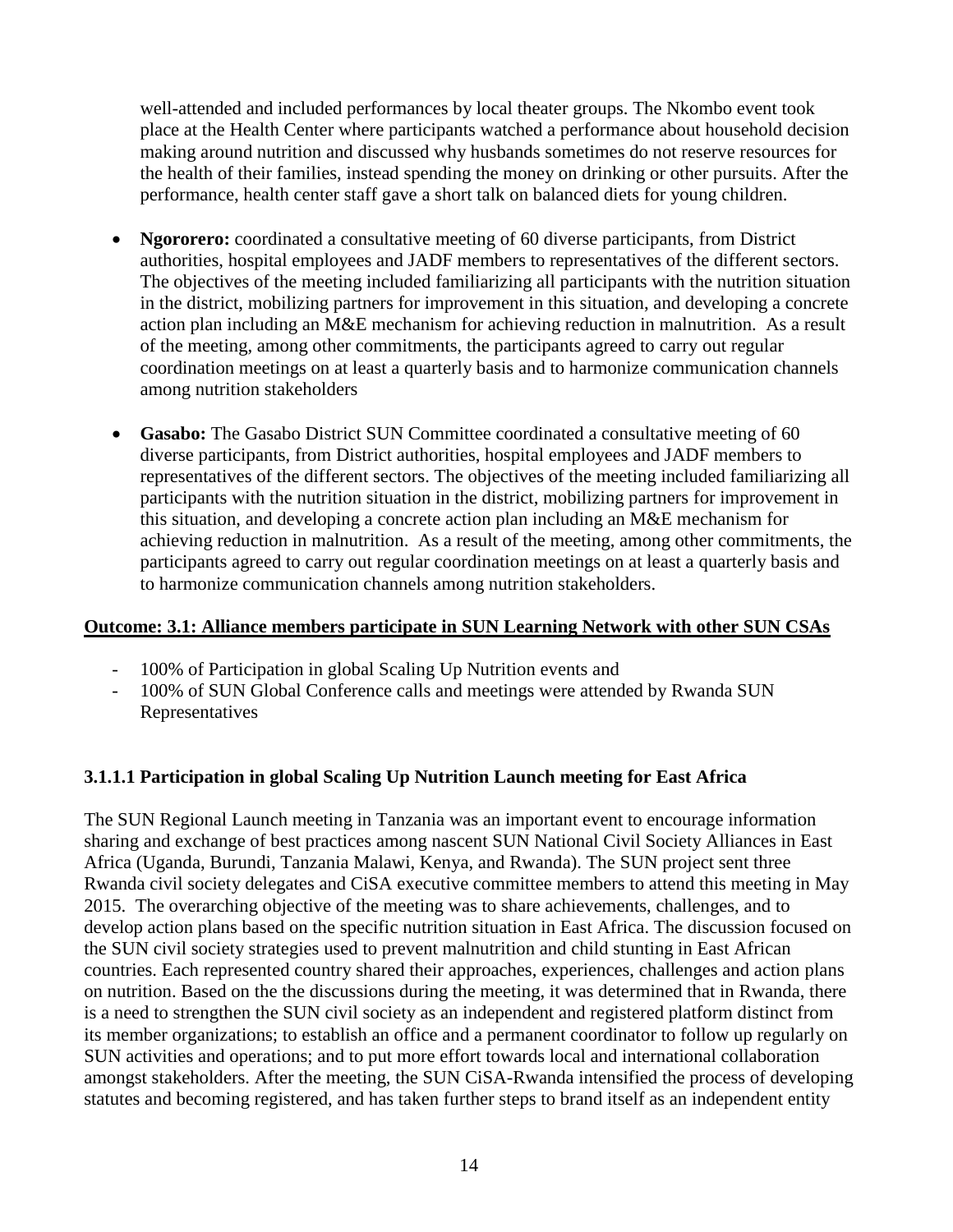well-attended and included performances by local theater groups. The Nkombo event took place at the Health Center where participants watched a performance about household decision making around nutrition and discussed why husbands sometimes do not reserve resources for the health of their families, instead spending the money on drinking or other pursuits. After the performance, health center staff gave a short talk on balanced diets for young children.

- **Ngororero:** coordinated a consultative meeting of 60 diverse participants, from District authorities, hospital employees and JADF members to representatives of the different sectors. The objectives of the meeting included familiarizing all participants with the nutrition situation in the district, mobilizing partners for improvement in this situation, and developing a concrete action plan including an M&E mechanism for achieving reduction in malnutrition. As a result of the meeting, among other commitments, the participants agreed to carry out regular coordination meetings on at least a quarterly basis and to harmonize communication channels among nutrition stakeholders
- **Gasabo:** The Gasabo District SUN Committee coordinated a consultative meeting of 60 diverse participants, from District authorities, hospital employees and JADF members to representatives of the different sectors. The objectives of the meeting included familiarizing all participants with the nutrition situation in the district, mobilizing partners for improvement in this situation, and developing a concrete action plan including an M&E mechanism for achieving reduction in malnutrition. As a result of the meeting, among other commitments, the participants agreed to carry out regular coordination meetings on at least a quarterly basis and to harmonize communication channels among nutrition stakeholders.

**Outcome: 3.1: Alliance members participate in SUN Learning Network with other SUN CSAs**

- 100% of Participation in global Scaling Up Nutrition events and
- 100% of SUN Global Conference calls and meetings were attended by Rwanda SUN Representatives

### 3.1.1.1 Participation in global Scaling Up Nutrition Launch meeting for East Africa

The SUN Regional Launch meeting in Tanzania was an important event to encourage information sharing and exchange of best practices among nascent SUN National Civil Society Alliances in East Africa (Uganda, Burundi, Tanzania Malawi, Kenya, and Rwanda). The SUN project sent three Rwanda civil society delegates and CiSA executive committee members to attend this meeting in May 2015. The overarching objective of the meeting was to share achievements, challenges, and to develop action plans based on the specific nutrition situation in East Africa. The discussion focused on the SUN civil society strategies used to prevent malnutrition and child stunting in East African countries. Each represented country shared their approaches, experiences, challenges and action plans on nutrition. Based on the the discussions during the meeting, it was determined that in Rwanda, there is a need to strengthen the SUN civil society as an independent and registered platform distinct from its member organizations; to establish an office and a permanent coordinator to follow up regularly on SUN activities and operations; and to put more effort towards local and international collaboration amongst stakeholders. After the meeting, the SUN CiSA-Rwanda intensified the process of developing statutes and becoming registered, and has taken further steps to brand itself as an independent entity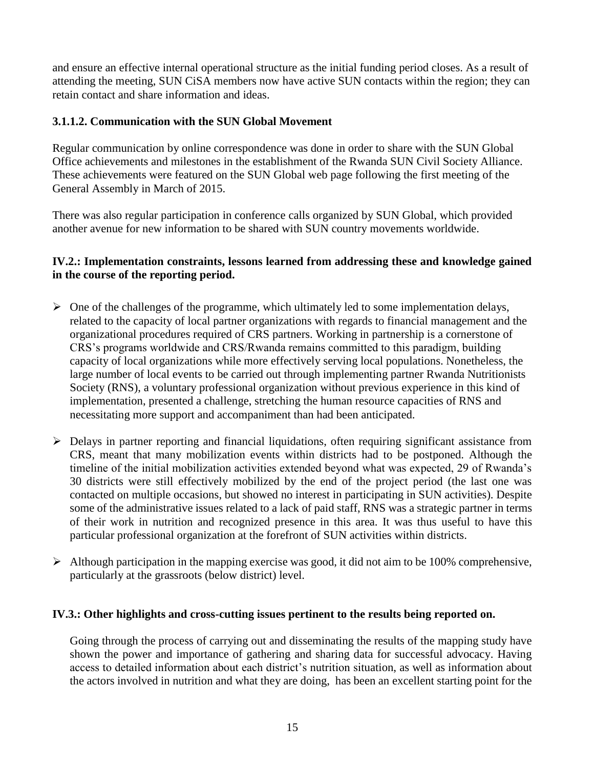and ensure an effective internal operational structure as the initial funding period closes. As a result of attending the meeting, SUN CiSA members now have active SUN contacts within the region; they can retain contact and share information and ideas.

#### 3.1.1.2. Communication with the SUN Global Movement

Regular communication by online correspondence was done in order to share with the SUN Global Office achievements and milestones in the establishment of the Rwanda SUN Civil Society Alliance. These achievements were featured on the SUN Global web page following the first meeting of the General Assembly in March of 2015.

There was also regular participation in conference calls organized by SUN Global, which provided another avenue for new information to be shared with SUN country movements worldwide.

### IV.2.: Implementation constraints, lessons learned from addressing these and knowledge gained in the course of the reporting period.

- One of the challenges of the programme, which ultimately led to some implementation delays, related to the capacity of local partner organizations with regards to financial management and the organizational procedures required of CRS partners. Working in partnership is a cornerstone of CRS's programs worldwide and CRS/Rwanda remains committed to this paradigm, building capacity of local organizations while more effectively serving local populations. Nonetheless, the large number of local events to be carried out through implementing partner Rwanda Nutritionists Society (RNS), a voluntary professional organization without previous experience in this kind of implementation, presented a challenge, stretching the human resource capacities of RNS and necessitating more support and accompaniment than had been anticipated.
- Delays in partner reporting and financial liquidations, often requiring significant assistance from CRS, meant that many mobilization events within districts had to be postponed. Although the timeline of the initial mobilization activities extended beyond what was expected, 29 of Rwanda's 30 districts were still effectively mobilized by the end of the project period (the last one was contacted on multiple occasions, but showed no interest in participating in SUN activities). Despite some of the administrative issues related to a lack of paid staff, RNS was a strategic partner in terms of their work in nutrition and recognized presence in this area. It was thus useful to have this particular professional organization at the forefront of SUN activities within districts.
- Although participation in the mapping exercise was good, it did not aim to be 100% comprehensive, particularly at the grassroots (below district) level.

### IV.3.: Other highlights and cross-cutting issues pertinent to the results being reported on.

Going through the process of carrying out and disseminating the results of the mapping study have shown the power and importance of gathering and sharing data for successful advocacy. Having access to detailed information about each district's nutrition situation, as well as information about the actors involved in nutrition and what they are doing, has been an excellent starting point for the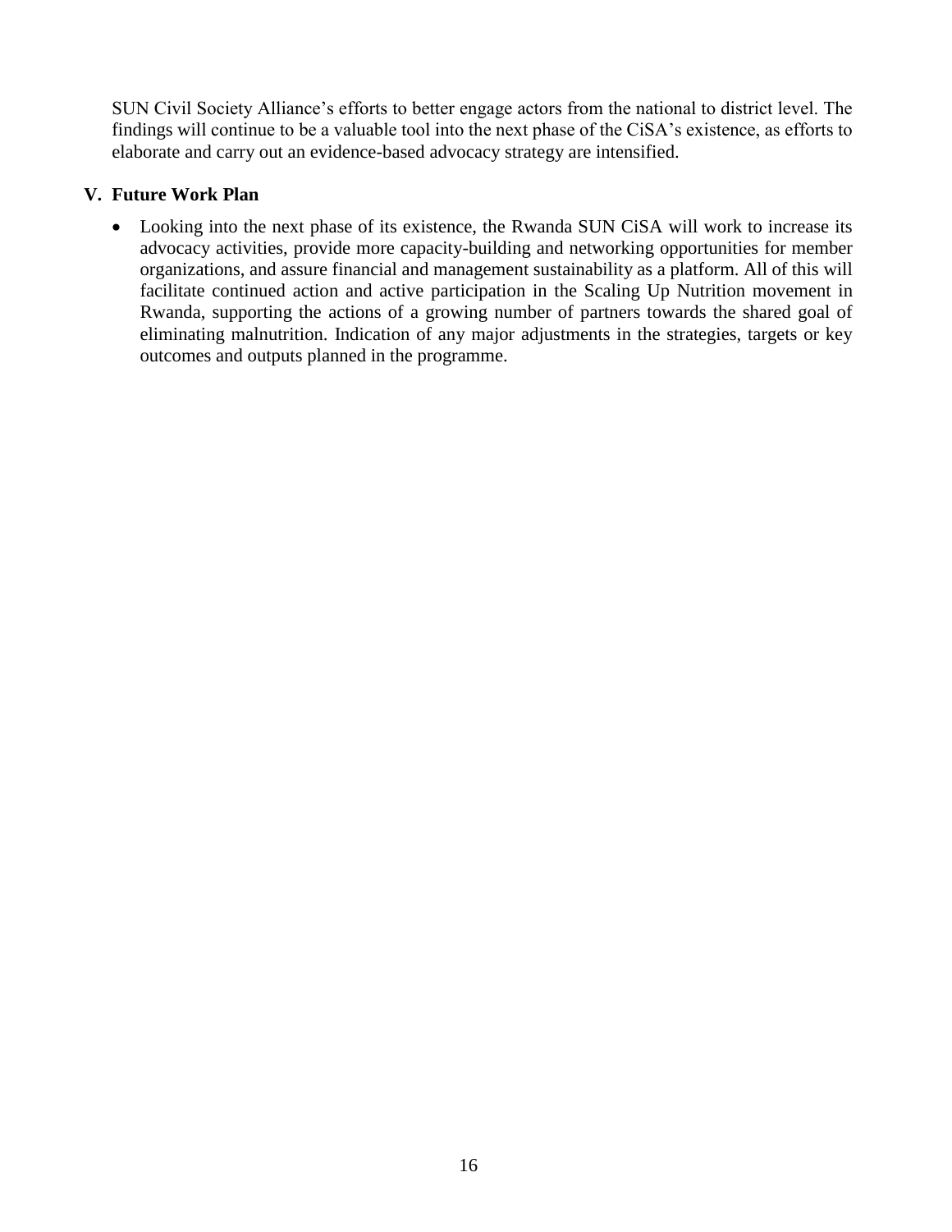SUN Civil Society Alliance's efforts to better engage actors from the national to district level. The findings will continue to be a valuable tool into the next phase of the CiSA's existence, as efforts to elaborate and carry out an evidence-based advocacy strategy are intensified.

## V. Future Work Plan

- Looking into the next phase of its existence, the Rwanda SUN CiSA will work to increase its advocacy activities, provide more capacity-building and networking opportunities for member organizations, and assure financial and management sustainability as a platform. All of this will facilitate continued action and active participation in the Scaling Up Nutrition movement in Rwanda, supporting the actions of a growing number of partners towards the shared goal of eliminating malnutrition. Indication of any major adjustments in the strategies, targets or key outcomes and outputs planned in the programme.